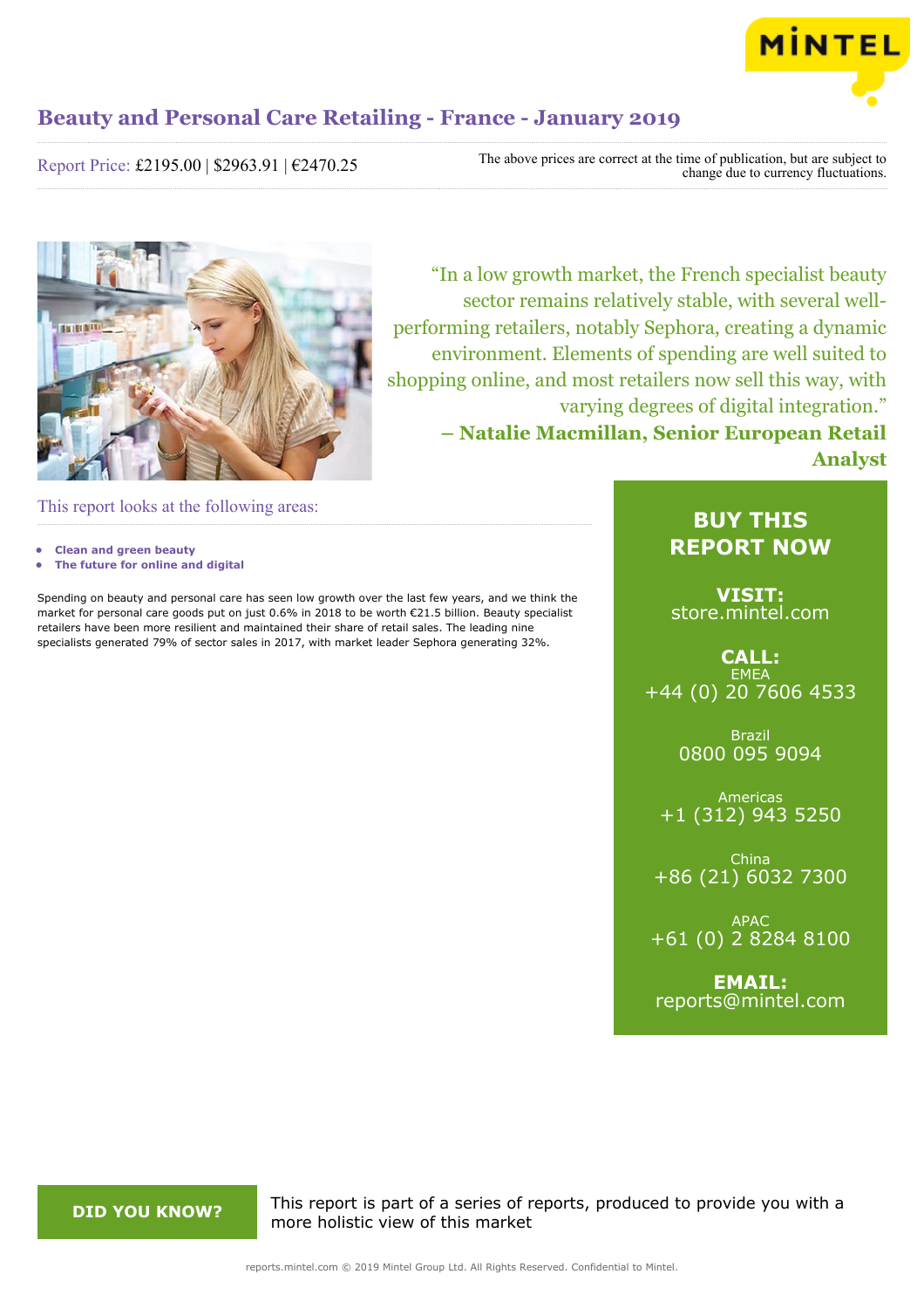# Beauty and Personal Care Retailing - France - January 2019

Report Price: £2195.00 | $2963.91 | €2470.25

The above prices are correct at the time of publication, but are subject to change due to currency fluctuations.

"In a low growth market, the French specialist beauty sector remains relatively stable, with several well-performing retailers, notably Sephora, creating a dynamic environment. Elements of spending are well suited to shopping online, and most retailers now sell this way, with varying degrees of digital integration."

**– Natalie Macmillan, Senior European Retail Analyst**

This report looks at the following areas:

- **Clean and green beauty**
- **The future for online and digital**

Spending on beauty and personal care has seen low growth over the last few years, and we think the market for personal care goods put on just 0.6% in 2018 to be worth €21.5 billion. Beauty specialist retailers have been more resilient and maintained their share of retail sales. The leading nine specialists generated 79% of sector sales in 2017, with market leader Sephora generating 32%.

**BUY THIS REPORT NOW**

**VISIT:**
store.mintel.com

**CALL:**

EMEA
+44 (0) 20 7606 4533

Brazil
0800 095 9094

Americas
+1 (312) 943 5250

China
+86 (21) 6032 7300

APAC
+61 (0) 2 8284 8100

**EMAIL:**
reports@mintel.com

**DID YOU KNOW?**

This report is part of a series of reports, produced to provide you with a more holistic view of this market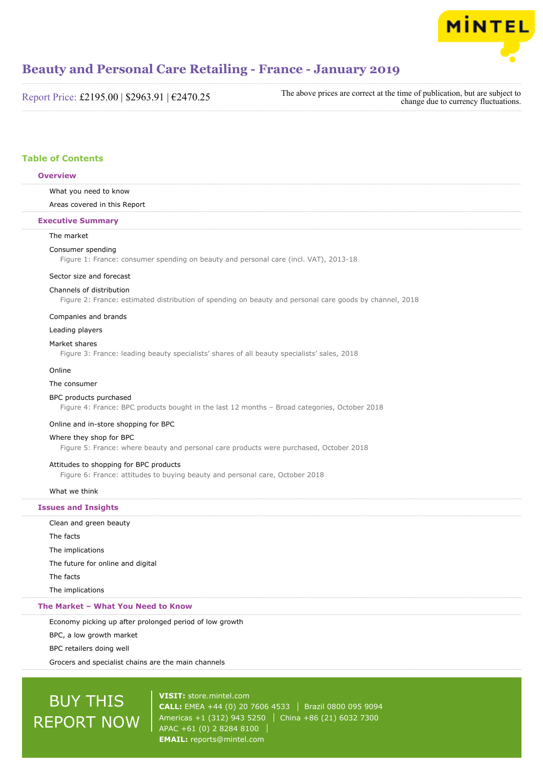# Beauty and Personal Care Retailing - France - January 2019

Report Price: £2195.00 | $2963.91 | €2470.25

The above prices are correct at the time of publication, but are subject to change due to currency fluctuations.

## Table of Contents

### Overview

- What you need to know
- Areas covered in this Report

### Executive Summary

- The market
- Consumer spending
  - Figure 1: France: consumer spending on beauty and personal care (incl. VAT), 2013-18
- Sector size and forecast
- Channels of distribution
  - Figure 2: France: estimated distribution of spending on beauty and personal care goods by channel, 2018
- Companies and brands
- Leading players
- Market shares
  - Figure 3: France: leading beauty specialists' shares of all beauty specialists' sales, 2018
- Online
- The consumer
- BPC products purchased
  - Figure 4: France: BPC products bought in the last 12 months – Broad categories, October 2018
- Online and in-store shopping for BPC
- Where they shop for BPC
  - Figure 5: France: where beauty and personal care products were purchased, October 2018
- Attitudes to shopping for BPC products
  - Figure 6: France: attitudes to buying beauty and personal care, October 2018
- What we think

### Issues and Insights

- Clean and green beauty
- The facts
- The implications
- The future for online and digital
- The facts
- The implications

### The Market – What You Need to Know

- Economy picking up after prolonged period of low growth
- BPC, a low growth market
- BPC retailers doing well
- Grocers and specialist chains are the main channels

BUY THIS REPORT NOW

**VISIT:** store.mintel.com
**CALL:** EMEA +44 (0) 20 7606 4533 | Brazil 0800 095 9094
Americas +1 (312) 943 5250 | China +86 (21) 6032 7300
APAC +61 (0) 2 8284 8100
**EMAIL:** reports@mintel.com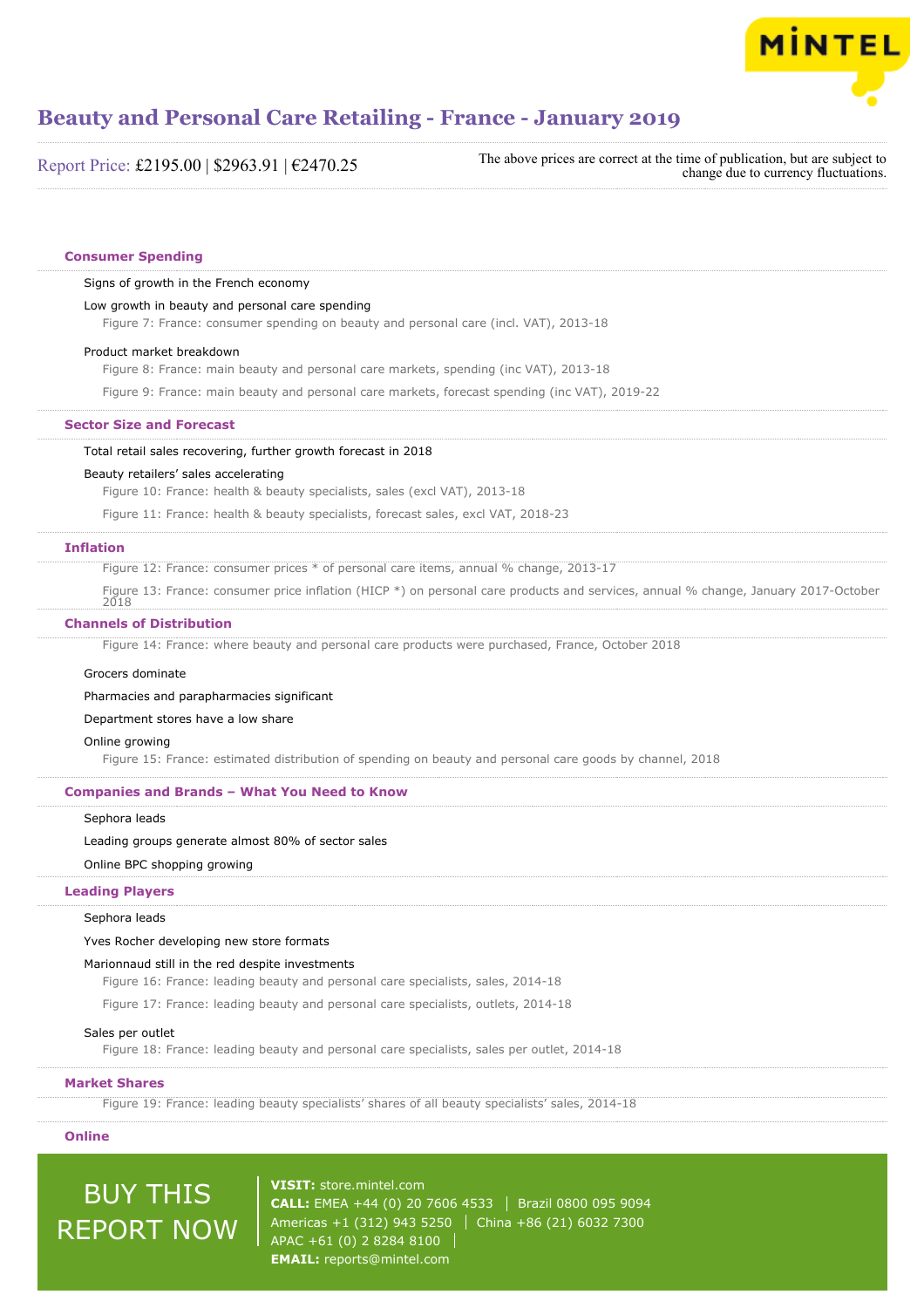# Beauty and Personal Care Retailing - France - January 2019

Report Price: £2195.00 | $2963.91 | €2470.25

The above prices are correct at the time of publication, but are subject to change due to currency fluctuations.

## Consumer Spending

Signs of growth in the French economy

Low growth in beauty and personal care spending

Figure 7: France: consumer spending on beauty and personal care (incl. VAT), 2013-18

Product market breakdown

Figure 8: France: main beauty and personal care markets, spending (inc VAT), 2013-18

Figure 9: France: main beauty and personal care markets, forecast spending (inc VAT), 2019-22

## Sector Size and Forecast

Total retail sales recovering, further growth forecast in 2018

Beauty retailers' sales accelerating

Figure 10: France: health & beauty specialists, sales (excl VAT), 2013-18

Figure 11: France: health & beauty specialists, forecast sales, excl VAT, 2018-23

## Inflation

Figure 12: France: consumer prices * of personal care items, annual % change, 2013-17

Figure 13: France: consumer price inflation (HICP *) on personal care products and services, annual % change, January 2017-October 2018

## Channels of Distribution

Figure 14: France: where beauty and personal care products were purchased, France, October 2018

Grocers dominate

Pharmacies and parapharmacies significant

Department stores have a low share

Online growing

Figure 15: France: estimated distribution of spending on beauty and personal care goods by channel, 2018

## Companies and Brands – What You Need to Know

Sephora leads

Leading groups generate almost 80% of sector sales

Online BPC shopping growing

## Leading Players

Sephora leads

Yves Rocher developing new store formats

Marionnaud still in the red despite investments

Figure 16: France: leading beauty and personal care specialists, sales, 2014-18

Figure 17: France: leading beauty and personal care specialists, outlets, 2014-18

Sales per outlet

Figure 18: France: leading beauty and personal care specialists, sales per outlet, 2014-18

## Market Shares

Figure 19: France: leading beauty specialists' shares of all beauty specialists' sales, 2014-18

## Online

BUY THIS REPORT NOW

**VISIT:** store.mintel.com

**CALL:** EMEA +44 (0) 20 7606 4533 | Brazil 0800 095 9094
Americas +1 (312) 943 5250 | China +86 (21) 6032 7300
APAC +61 (0) 2 8284 8100

**EMAIL:** reports@mintel.com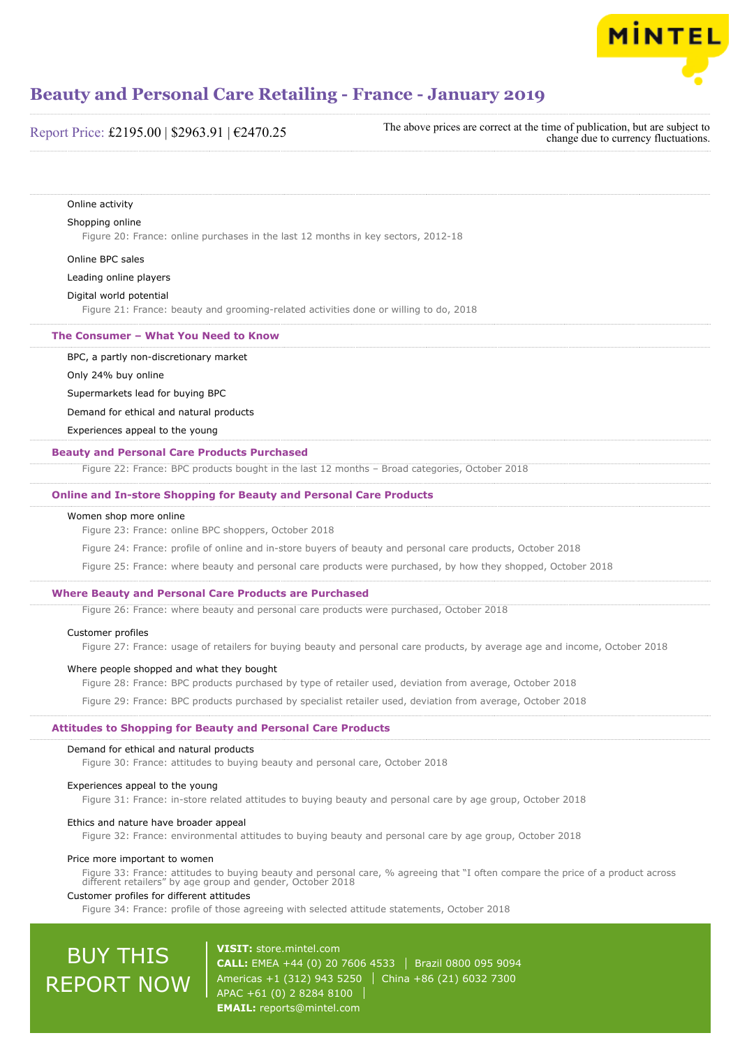Online activity

Shopping online

Figure 20: France: online purchases in the last 12 months in key sectors, 2012-18

Online BPC sales

Leading online players

Digital world potential

Figure 21: France: beauty and grooming-related activities done or willing to do, 2018

## The Consumer – What You Need to Know

BPC, a partly non-discretionary market

Only 24% buy online

Supermarkets lead for buying BPC

Demand for ethical and natural products

Experiences appeal to the young

## Beauty and Personal Care Products Purchased

Figure 22: France: BPC products bought in the last 12 months – Broad categories, October 2018

## Online and In-store Shopping for Beauty and Personal Care Products

Women shop more online

Figure 23: France: online BPC shoppers, October 2018

Figure 24: France: profile of online and in-store buyers of beauty and personal care products, October 2018

Figure 25: France: where beauty and personal care products were purchased, by how they shopped, October 2018

## Where Beauty and Personal Care Products are Purchased

Figure 26: France: where beauty and personal care products were purchased, October 2018

Customer profiles

Figure 27: France: usage of retailers for buying beauty and personal care products, by average age and income, October 2018

Where people shopped and what they bought

Figure 28: France: BPC products purchased by type of retailer used, deviation from average, October 2018

Figure 29: France: BPC products purchased by specialist retailer used, deviation from average, October 2018

## Attitudes to Shopping for Beauty and Personal Care Products

Demand for ethical and natural products

Figure 30: France: attitudes to buying beauty and personal care, October 2018

Experiences appeal to the young

Figure 31: France: in-store related attitudes to buying beauty and personal care by age group, October 2018

Ethics and nature have broader appeal

Figure 32: France: environmental attitudes to buying beauty and personal care by age group, October 2018

Price more important to women

Figure 33: France: attitudes to buying beauty and personal care, % agreeing that "I often compare the price of a product across different retailers" by age group and gender, October 2018

Customer profiles for different attitudes

Figure 34: France: profile of those agreeing with selected attitude statements, October 2018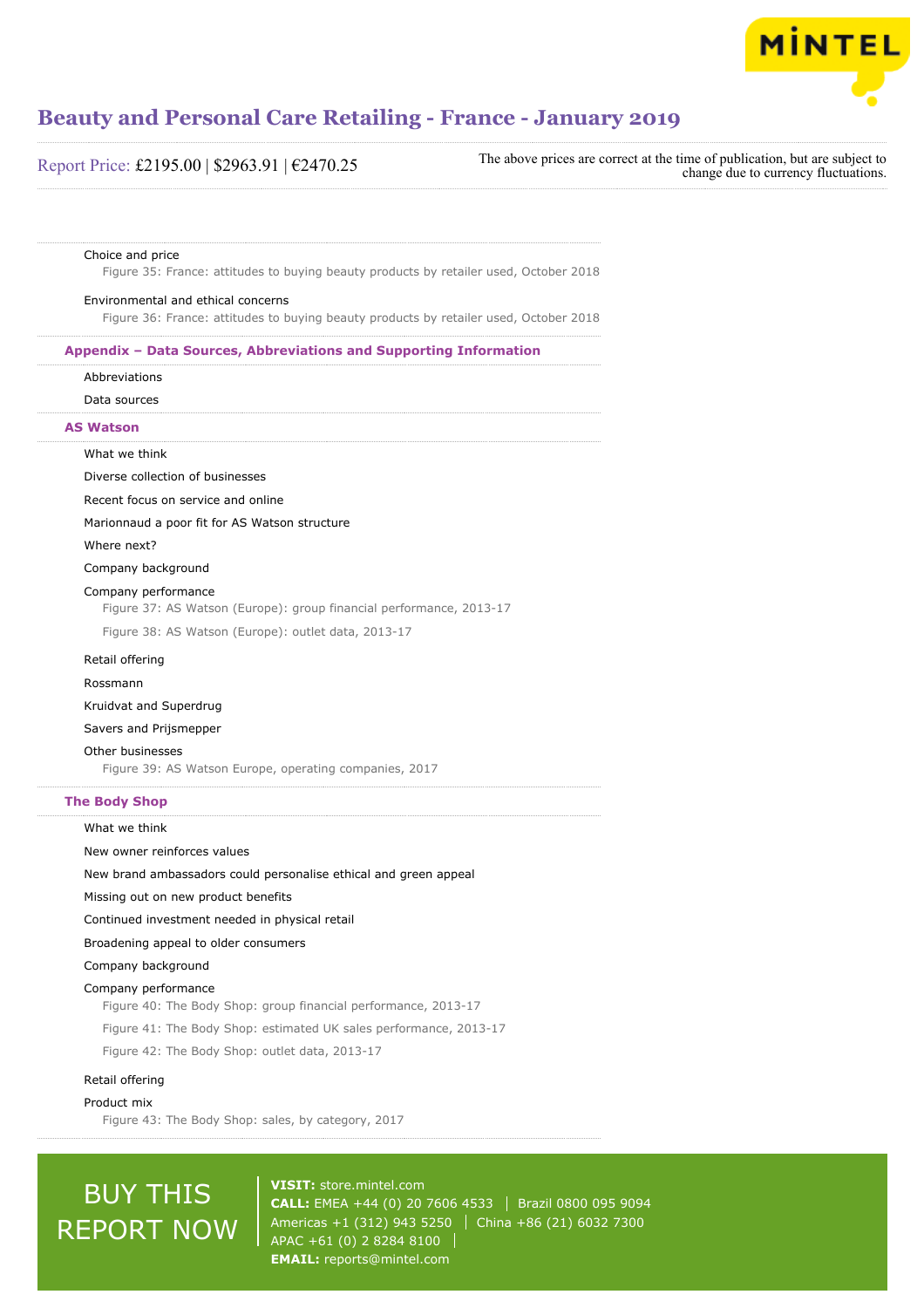Choice and price

Figure 35: France: attitudes to buying beauty products by retailer used, October 2018

Environmental and ethical concerns

Figure 36: France: attitudes to buying beauty products by retailer used, October 2018

## Appendix – Data Sources, Abbreviations and Supporting Information

Abbreviations

Data sources

## AS Watson

What we think

Diverse collection of businesses

Recent focus on service and online

Marionnaud a poor fit for AS Watson structure

Where next?

Company background

Company performance

Figure 37: AS Watson (Europe): group financial performance, 2013-17

Figure 38: AS Watson (Europe): outlet data, 2013-17

Retail offering

Rossmann

Kruidvat and Superdrug

Savers and Prijsmepper

Other businesses

Figure 39: AS Watson Europe, operating companies, 2017

## The Body Shop

What we think

New owner reinforces values

New brand ambassadors could personalise ethical and green appeal

Missing out on new product benefits

Continued investment needed in physical retail

Broadening appeal to older consumers

Company background

Company performance

Figure 40: The Body Shop: group financial performance, 2013-17

Figure 41: The Body Shop: estimated UK sales performance, 2013-17

Figure 42: The Body Shop: outlet data, 2013-17

Retail offering

Product mix

Figure 43: The Body Shop: sales, by category, 2017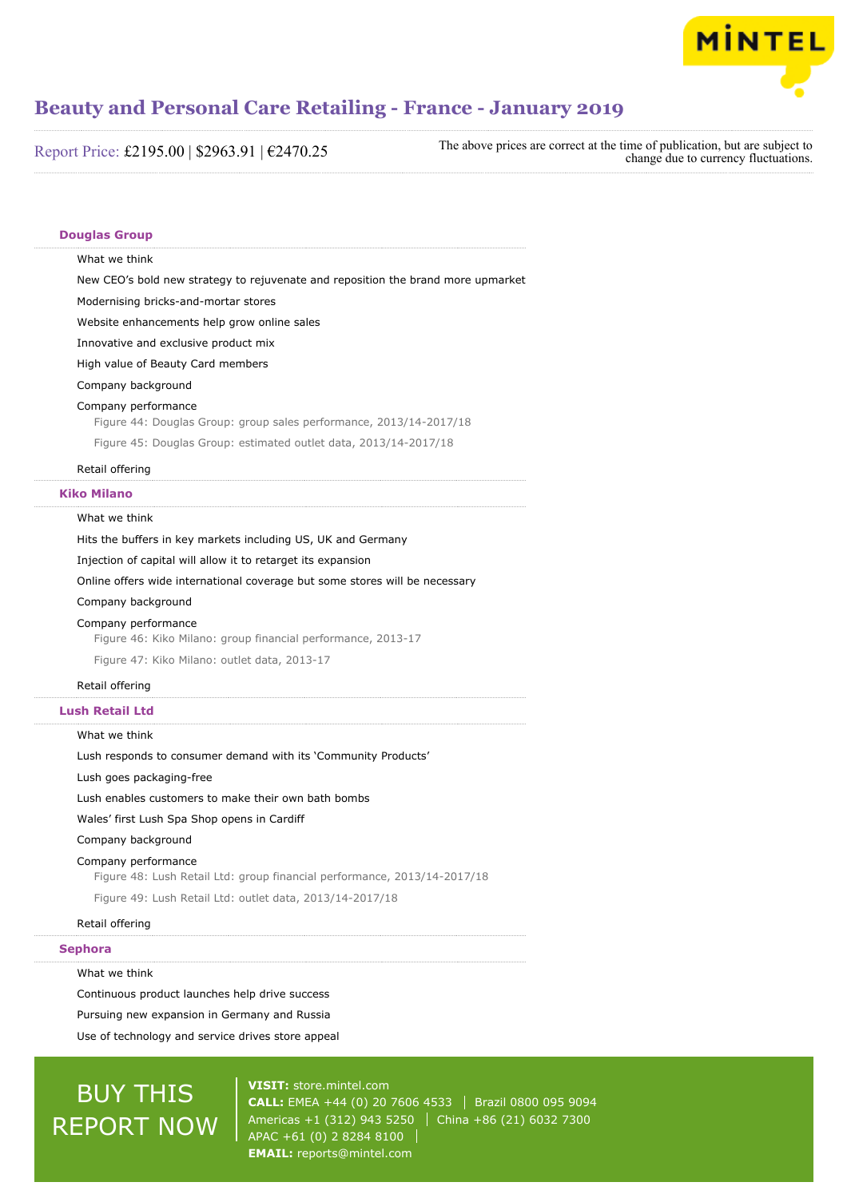## Douglas Group

What we think

New CEO's bold new strategy to rejuvenate and reposition the brand more upmarket

Modernising bricks-and-mortar stores

Website enhancements help grow online sales

Innovative and exclusive product mix

High value of Beauty Card members

Company background

Company performance

Figure 44: Douglas Group: group sales performance, 2013/14-2017/18

Figure 45: Douglas Group: estimated outlet data, 2013/14-2017/18

Retail offering

## Kiko Milano

What we think

Hits the buffers in key markets including US, UK and Germany

Injection of capital will allow it to retarget its expansion

Online offers wide international coverage but some stores will be necessary

Company background

Company performance

Figure 46: Kiko Milano: group financial performance, 2013-17

Figure 47: Kiko Milano: outlet data, 2013-17

Retail offering

## Lush Retail Ltd

What we think

Lush responds to consumer demand with its 'Community Products'

Lush goes packaging-free

Lush enables customers to make their own bath bombs

Wales' first Lush Spa Shop opens in Cardiff

Company background

Company performance

Figure 48: Lush Retail Ltd: group financial performance, 2013/14-2017/18

Figure 49: Lush Retail Ltd: outlet data, 2013/14-2017/18

Retail offering

## Sephora

What we think

Continuous product launches help drive success

Pursuing new expansion in Germany and Russia

Use of technology and service drives store appeal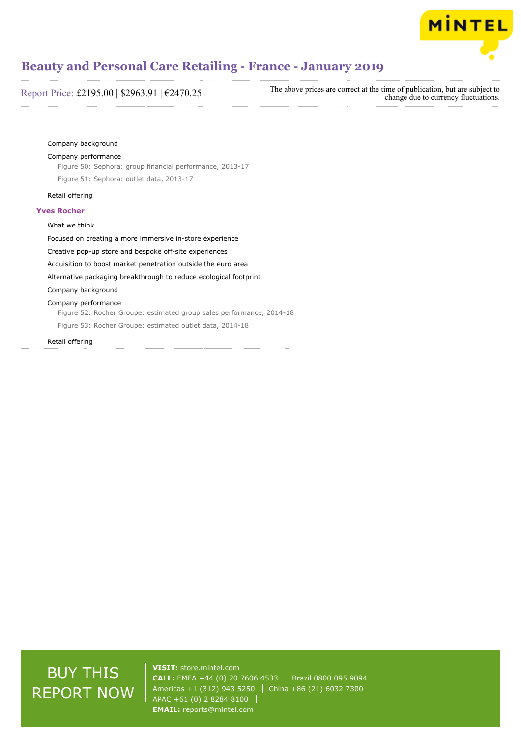Company background

Company performance

Figure 50: Sephora: group financial performance, 2013-17

Figure 51: Sephora: outlet data, 2013-17

Retail offering

### Yves Rocher

What we think

Focused on creating a more immersive in-store experience

Creative pop-up store and bespoke off-site experiences

Acquisition to boost market penetration outside the euro area

Alternative packaging breakthrough to reduce ecological footprint

Company background

Company performance

Figure 52: Rocher Groupe: estimated group sales performance, 2014-18

Figure 53: Rocher Groupe: estimated outlet data, 2014-18

Retail offering